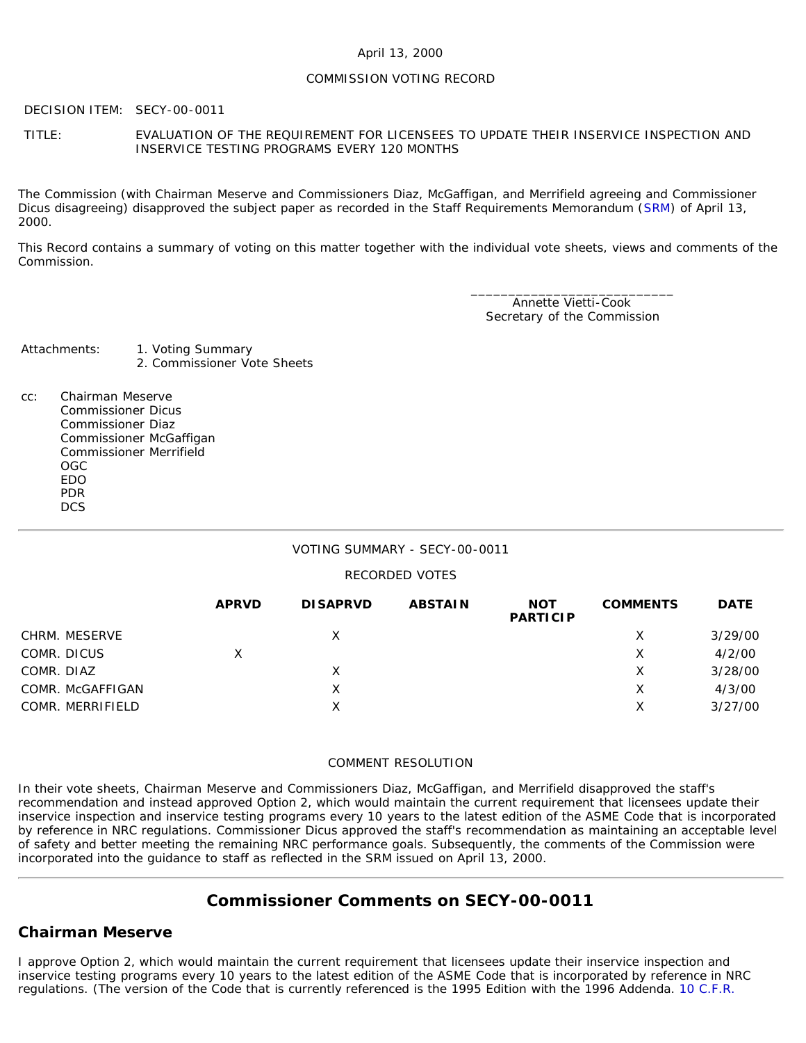April 13, 2000

COMMISSION VOTING RECORD

DECISION ITEM: SECY-00-0011

TITLE: EVALUATION OF THE REQUIREMENT FOR LICENSEES TO UPDATE THEIR INSERVICE INSPECTION AND INSERVICE TESTING PROGRAMS EVERY 120 MONTHS

The Commission (with Chairman Meserve and Commissioners Diaz, McGaffigan, and Merrifield agreeing and Commissioner Dicus disagreeing) disapproved the subject paper as recorded in the Staff Requirements Memorandum (SRM) of April 13, 2000.

This Record contains a summary of voting on this matter together with the individual vote sheets, views and comments of the Commission.

\_\_\_\_\_\_\_\_\_\_\_\_\_\_\_\_\_\_\_\_\_\_\_\_\_\_\_\_
Annette Vietti-Cook
Secretary of the Commission

Attachments:
1. Voting Summary
2. Commissioner Vote Sheets

cc:
Chairman Meserve
Commissioner Dicus
Commissioner Diaz
Commissioner McGaffigan
Commissioner Merrifield
OGC
EDO
PDR
DCS

---

VOTING SUMMARY - SECY-00-0011

RECORDED VOTES

| | APRVD | DISAPRVD | ABSTAIN | NOT PARTICIP | COMMENTS | DATE |
|---|---|---|---|---|---|---|
| CHRM. MESERVE | | X | | | X | 3/29/00 |
| COMR. DICUS | X | | | | X | 4/2/00 |
| COMR. DIAZ | | X | | | X | 3/28/00 |
| COMR. McGAFFIGAN | | X | | | X | 4/3/00 |
| COMR. MERRIFIELD | | X | | | X | 3/27/00 |

COMMENT RESOLUTION

In their vote sheets, Chairman Meserve and Commissioners Diaz, McGaffigan, and Merrifield disapproved the staff's recommendation and instead approved Option 2, which would maintain the current requirement that licensees update their inservice inspection and inservice testing programs every 10 years to the latest edition of the ASME Code that is incorporated by reference in NRC regulations. Commissioner Dicus approved the staff's recommendation as maintaining an acceptable level of safety and better meeting the remaining NRC performance goals. Subsequently, the comments of the Commission were incorporated into the guidance to staff as reflected in the SRM issued on April 13, 2000.

---

## Commissioner Comments on SECY-00-0011

## Chairman Meserve

I approve Option 2, which would maintain the current requirement that licensees update their inservice inspection and inservice testing programs every 10 years to the latest edition of the ASME Code that is incorporated by reference in NRC regulations. (The version of the Code that is currently referenced is the 1995 Edition with the 1996 Addenda. 10 C.F.R.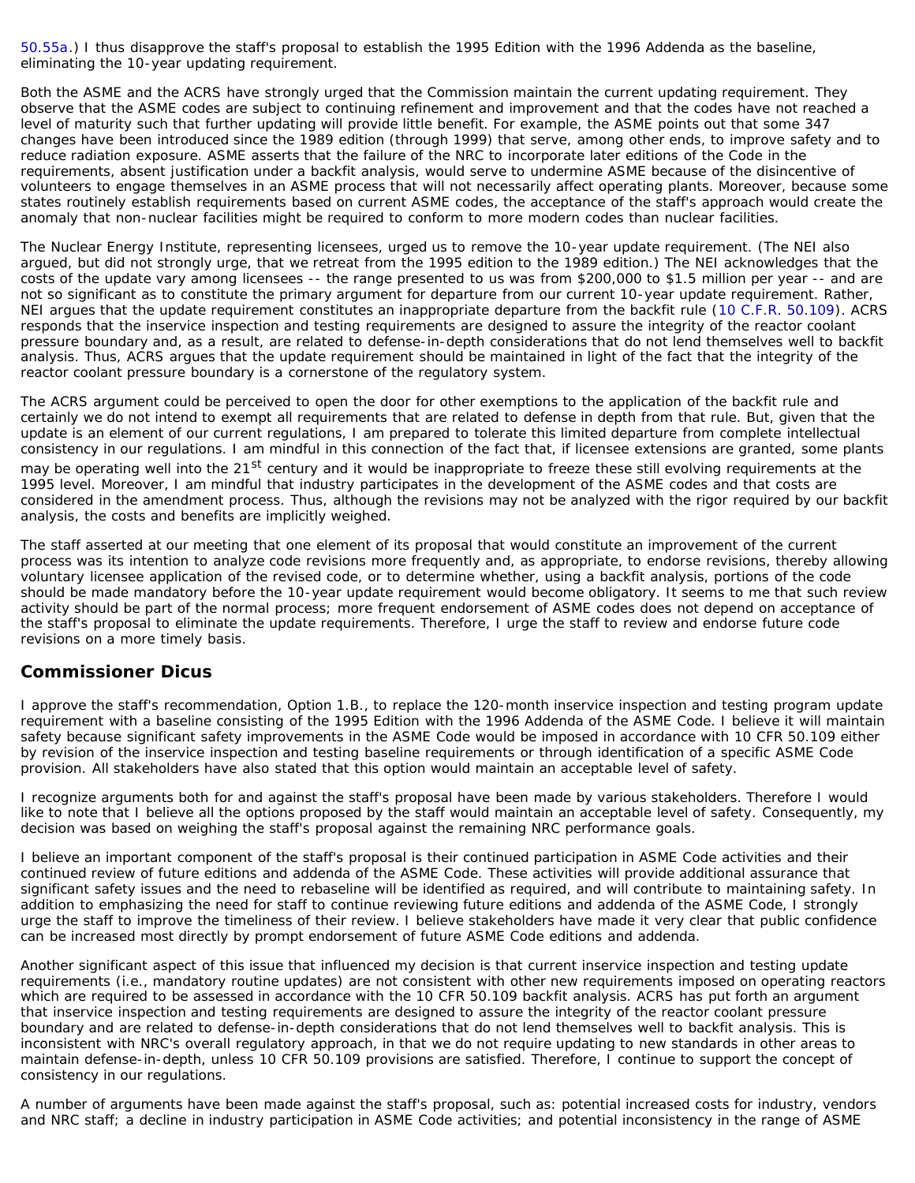50.55a.) I thus disapprove the staff's proposal to establish the 1995 Edition with the 1996 Addenda as the baseline, eliminating the 10-year updating requirement.

Both the ASME and the ACRS have strongly urged that the Commission maintain the current updating requirement. They observe that the ASME codes are subject to continuing refinement and improvement and that the codes have not reached a level of maturity such that further updating will provide little benefit. For example, the ASME points out that some 347 changes have been introduced since the 1989 edition (through 1999) that serve, among other ends, to improve safety and to reduce radiation exposure. ASME asserts that the failure of the NRC to incorporate later editions of the Code in the requirements, absent justification under a backfit analysis, would serve to undermine ASME because of the disincentive of volunteers to engage themselves in an ASME process that will not necessarily affect operating plants. Moreover, because some states routinely establish requirements based on current ASME codes, the acceptance of the staff's approach would create the anomaly that non-nuclear facilities might be required to conform to more modern codes than nuclear facilities.

The Nuclear Energy Institute, representing licensees, urged us to remove the 10-year update requirement. (The NEI also argued, but did not strongly urge, that we retreat from the 1995 edition to the 1989 edition.) The NEI acknowledges that the costs of the update vary among licensees -- the range presented to us was from $200,000 to $1.5 million per year -- and are not so significant as to constitute the primary argument for departure from our current 10-year update requirement. Rather, NEI argues that the update requirement constitutes an inappropriate departure from the backfit rule (10 C.F.R. 50.109). ACRS responds that the inservice inspection and testing requirements are designed to assure the integrity of the reactor coolant pressure boundary and, as a result, are related to defense-in-depth considerations that do not lend themselves well to backfit analysis. Thus, ACRS argues that the update requirement should be maintained in light of the fact that the integrity of the reactor coolant pressure boundary is a cornerstone of the regulatory system.

The ACRS argument could be perceived to open the door for other exemptions to the application of the backfit rule and certainly we do not intend to exempt all requirements that are related to defense in depth from that rule. But, given that the update is an element of our current regulations, I am prepared to tolerate this limited departure from complete intellectual consistency in our regulations. I am mindful in this connection of the fact that, if licensee extensions are granted, some plants may be operating well into the 21st century and it would be inappropriate to freeze these still evolving requirements at the 1995 level. Moreover, I am mindful that industry participates in the development of the ASME codes and that costs are considered in the amendment process. Thus, although the revisions may not be analyzed with the rigor required by our backfit analysis, the costs and benefits are implicitly weighed.

The staff asserted at our meeting that one element of its proposal that would constitute an improvement of the current process was its intention to analyze code revisions more frequently and, as appropriate, to endorse revisions, thereby allowing voluntary licensee application of the revised code, or to determine whether, using a backfit analysis, portions of the code should be made mandatory before the 10-year update requirement would become obligatory. It seems to me that such review activity should be part of the normal process; more frequent endorsement of ASME codes does not depend on acceptance of the staff's proposal to eliminate the update requirements. Therefore, I urge the staff to review and endorse future code revisions on a more timely basis.

## Commissioner Dicus

I approve the staff's recommendation, Option 1.B., to replace the 120-month inservice inspection and testing program update requirement with a baseline consisting of the 1995 Edition with the 1996 Addenda of the ASME Code. I believe it will maintain safety because significant safety improvements in the ASME Code would be imposed in accordance with 10 CFR 50.109 either by revision of the inservice inspection and testing baseline requirements or through identification of a specific ASME Code provision. All stakeholders have also stated that this option would maintain an acceptable level of safety.

I recognize arguments both for and against the staff's proposal have been made by various stakeholders. Therefore I would like to note that I believe all the options proposed by the staff would maintain an acceptable level of safety. Consequently, my decision was based on weighing the staff's proposal against the remaining NRC performance goals.

I believe an important component of the staff's proposal is their continued participation in ASME Code activities and their continued review of future editions and addenda of the ASME Code. These activities will provide additional assurance that significant safety issues and the need to rebaseline will be identified as required, and will contribute to maintaining safety. In addition to emphasizing the need for staff to continue reviewing future editions and addenda of the ASME Code, I strongly urge the staff to improve the timeliness of their review. I believe stakeholders have made it very clear that public confidence can be increased most directly by prompt endorsement of future ASME Code editions and addenda.

Another significant aspect of this issue that influenced my decision is that current inservice inspection and testing update requirements (i.e., mandatory routine updates) are not consistent with other new requirements imposed on operating reactors which are required to be assessed in accordance with the 10 CFR 50.109 backfit analysis. ACRS has put forth an argument that inservice inspection and testing requirements are designed to assure the integrity of the reactor coolant pressure boundary and are related to defense-in-depth considerations that do not lend themselves well to backfit analysis. This is inconsistent with NRC's overall regulatory approach, in that we do not require updating to new standards in other areas to maintain defense-in-depth, unless 10 CFR 50.109 provisions are satisfied. Therefore, I continue to support the concept of consistency in our regulations.

A number of arguments have been made against the staff's proposal, such as: potential increased costs for industry, vendors and NRC staff; a decline in industry participation in ASME Code activities; and potential inconsistency in the range of ASME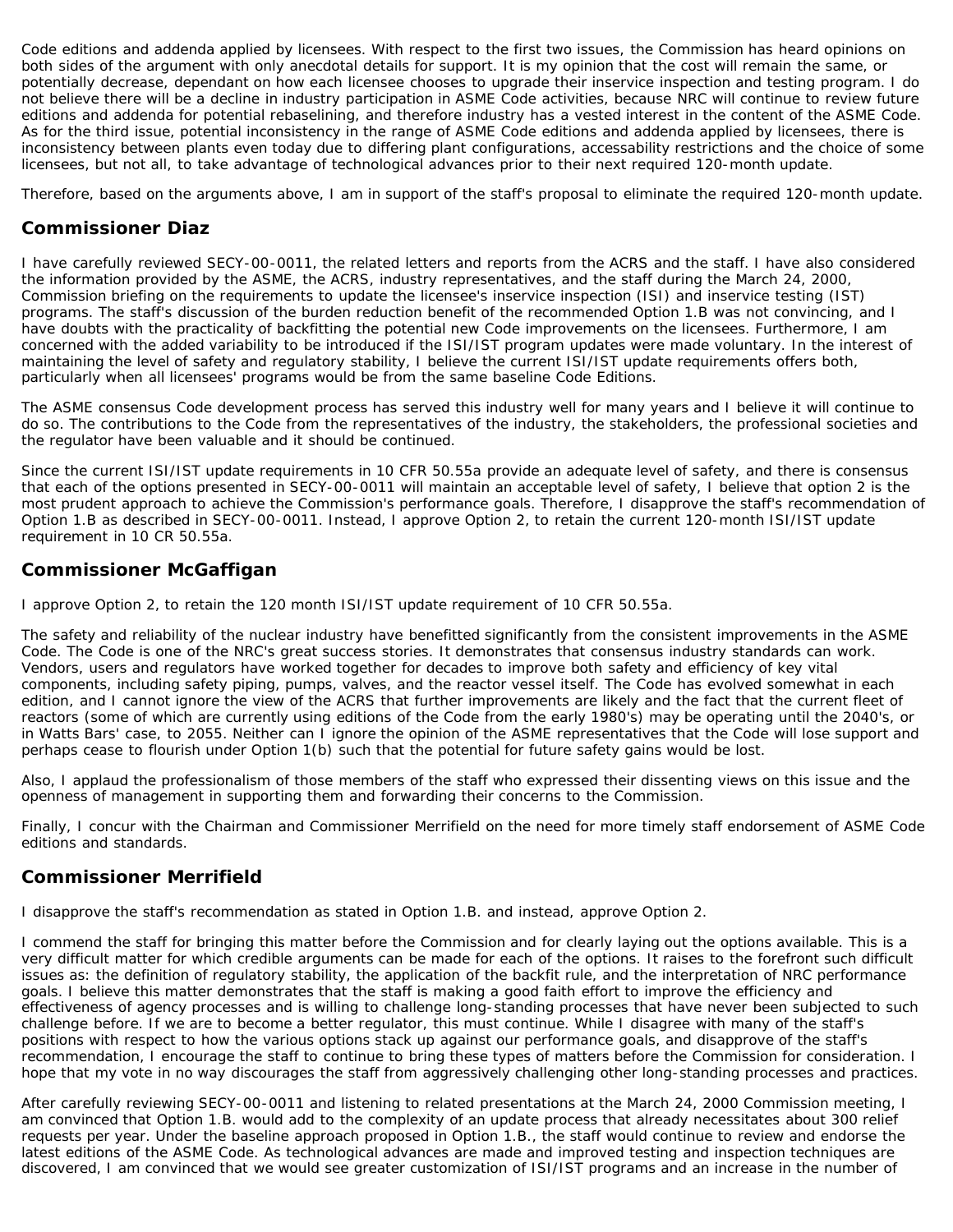Code editions and addenda applied by licensees. With respect to the first two issues, the Commission has heard opinions on both sides of the argument with only anecdotal details for support. It is my opinion that the cost will remain the same, or potentially decrease, dependant on how each licensee chooses to upgrade their inservice inspection and testing program. I do not believe there will be a decline in industry participation in ASME Code activities, because NRC will continue to review future editions and addenda for potential rebaselining, and therefore industry has a vested interest in the content of the ASME Code. As for the third issue, potential inconsistency in the range of ASME Code editions and addenda applied by licensees, there is inconsistency between plants even today due to differing plant configurations, accessability restrictions and the choice of some licensees, but not all, to take advantage of technological advances prior to their next required 120-month update.

Therefore, based on the arguments above, I am in support of the staff's proposal to eliminate the required 120-month update.

## Commissioner Diaz

I have carefully reviewed SECY-00-0011, the related letters and reports from the ACRS and the staff. I have also considered the information provided by the ASME, the ACRS, industry representatives, and the staff during the March 24, 2000, Commission briefing on the requirements to update the licensee's inservice inspection (ISI) and inservice testing (IST) programs. The staff's discussion of the burden reduction benefit of the recommended Option 1.B was not convincing, and I have doubts with the practicality of backfitting the potential new Code improvements on the licensees. Furthermore, I am concerned with the added variability to be introduced if the ISI/IST program updates were made voluntary. In the interest of maintaining the level of safety and regulatory stability, I believe the current ISI/IST update requirements offers both, particularly when all licensees' programs would be from the same baseline Code Editions.

The ASME consensus Code development process has served this industry well for many years and I believe it will continue to do so. The contributions to the Code from the representatives of the industry, the stakeholders, the professional societies and the regulator have been valuable and it should be continued.

Since the current ISI/IST update requirements in 10 CFR 50.55a provide an adequate level of safety, and there is consensus that each of the options presented in SECY-00-0011 will maintain an acceptable level of safety, I believe that option 2 is the most prudent approach to achieve the Commission's performance goals. Therefore, I disapprove the staff's recommendation of Option 1.B as described in SECY-00-0011. Instead, I approve Option 2, to retain the current 120-month ISI/IST update requirement in 10 CR 50.55a.

## Commissioner McGaffigan

I approve Option 2, to retain the 120 month ISI/IST update requirement of 10 CFR 50.55a.

The safety and reliability of the nuclear industry have benefitted significantly from the consistent improvements in the ASME Code. The Code is one of the NRC's great success stories. It demonstrates that consensus industry standards can work. Vendors, users and regulators have worked together for decades to improve both safety and efficiency of key vital components, including safety piping, pumps, valves, and the reactor vessel itself. The Code has evolved somewhat in each edition, and I cannot ignore the view of the ACRS that further improvements are likely and the fact that the current fleet of reactors (some of which are currently using editions of the Code from the early 1980's) may be operating until the 2040's, or in Watts Bars' case, to 2055. Neither can I ignore the opinion of the ASME representatives that the Code will lose support and perhaps cease to flourish under Option 1(b) such that the potential for future safety gains would be lost.

Also, I applaud the professionalism of those members of the staff who expressed their dissenting views on this issue and the openness of management in supporting them and forwarding their concerns to the Commission.

Finally, I concur with the Chairman and Commissioner Merrifield on the need for more timely staff endorsement of ASME Code editions and standards.

## Commissioner Merrifield

I disapprove the staff's recommendation as stated in Option 1.B. and instead, approve Option 2.

I commend the staff for bringing this matter before the Commission and for clearly laying out the options available. This is a very difficult matter for which credible arguments can be made for each of the options. It raises to the forefront such difficult issues as: the definition of regulatory stability, the application of the backfit rule, and the interpretation of NRC performance goals. I believe this matter demonstrates that the staff is making a good faith effort to improve the efficiency and effectiveness of agency processes and is willing to challenge long-standing processes that have never been subjected to such challenge before. If we are to become a better regulator, this must continue. While I disagree with many of the staff's positions with respect to how the various options stack up against our performance goals, and disapprove of the staff's recommendation, I encourage the staff to continue to bring these types of matters before the Commission for consideration. I hope that my vote in no way discourages the staff from aggressively challenging other long-standing processes and practices.

After carefully reviewing SECY-00-0011 and listening to related presentations at the March 24, 2000 Commission meeting, I am convinced that Option 1.B. would add to the complexity of an update process that already necessitates about 300 relief requests per year. Under the baseline approach proposed in Option 1.B., the staff would continue to review and endorse the latest editions of the ASME Code. As technological advances are made and improved testing and inspection techniques are discovered, I am convinced that we would see greater customization of ISI/IST programs and an increase in the number of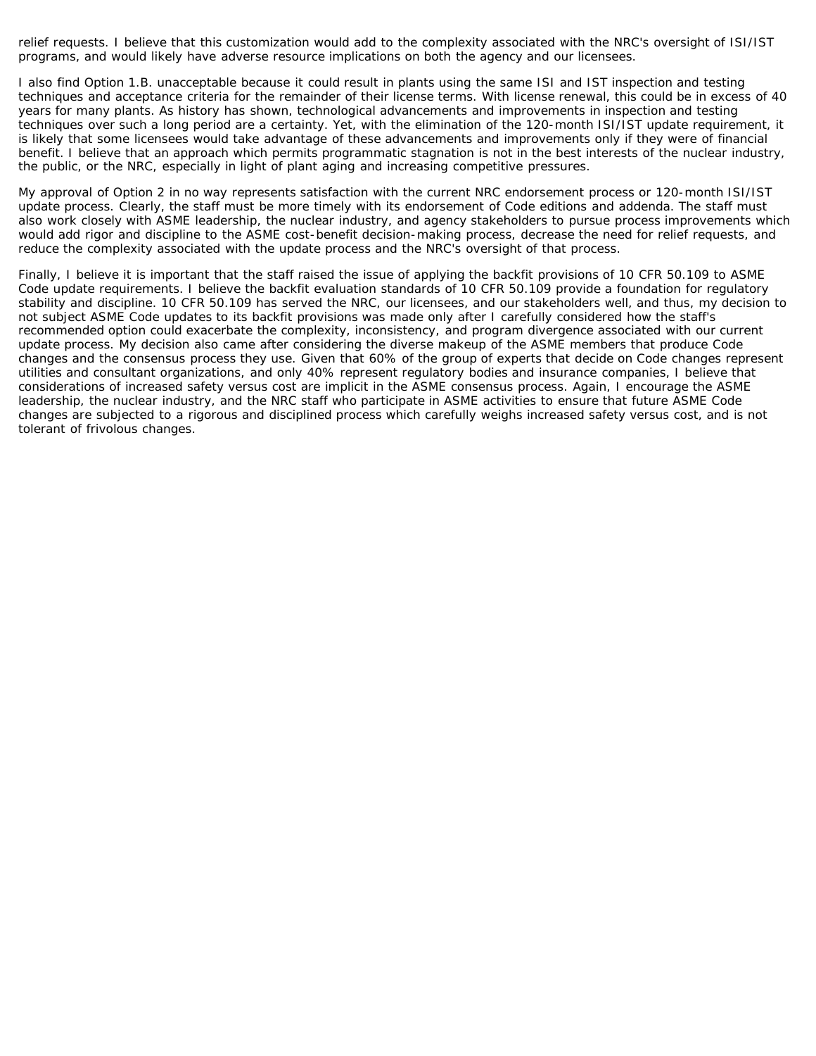relief requests. I believe that this customization would add to the complexity associated with the NRC's oversight of ISI/IST programs, and would likely have adverse resource implications on both the agency and our licensees.

I also find Option 1.B. unacceptable because it could result in plants using the same ISI and IST inspection and testing techniques and acceptance criteria for the remainder of their license terms. With license renewal, this could be in excess of 40 years for many plants. As history has shown, technological advancements and improvements in inspection and testing techniques over such a long period are a certainty. Yet, with the elimination of the 120-month ISI/IST update requirement, it is likely that some licensees would take advantage of these advancements and improvements only if they were of financial benefit. I believe that an approach which permits programmatic stagnation is not in the best interests of the nuclear industry, the public, or the NRC, especially in light of plant aging and increasing competitive pressures.

My approval of Option 2 in no way represents satisfaction with the current NRC endorsement process or 120-month ISI/IST update process. Clearly, the staff must be more timely with its endorsement of Code editions and addenda. The staff must also work closely with ASME leadership, the nuclear industry, and agency stakeholders to pursue process improvements which would add rigor and discipline to the ASME cost-benefit decision-making process, decrease the need for relief requests, and reduce the complexity associated with the update process and the NRC's oversight of that process.

Finally, I believe it is important that the staff raised the issue of applying the backfit provisions of 10 CFR 50.109 to ASME Code update requirements. I believe the backfit evaluation standards of 10 CFR 50.109 provide a foundation for regulatory stability and discipline. 10 CFR 50.109 has served the NRC, our licensees, and our stakeholders well, and thus, my decision to not subject ASME Code updates to its backfit provisions was made only after I carefully considered how the staff's recommended option could exacerbate the complexity, inconsistency, and program divergence associated with our current update process. My decision also came after considering the diverse makeup of the ASME members that produce Code changes and the consensus process they use. Given that 60% of the group of experts that decide on Code changes represent utilities and consultant organizations, and only 40% represent regulatory bodies and insurance companies, I believe that considerations of increased safety versus cost are implicit in the ASME consensus process. Again, I encourage the ASME leadership, the nuclear industry, and the NRC staff who participate in ASME activities to ensure that future ASME Code changes are subjected to a rigorous and disciplined process which carefully weighs increased safety versus cost, and is not tolerant of frivolous changes.